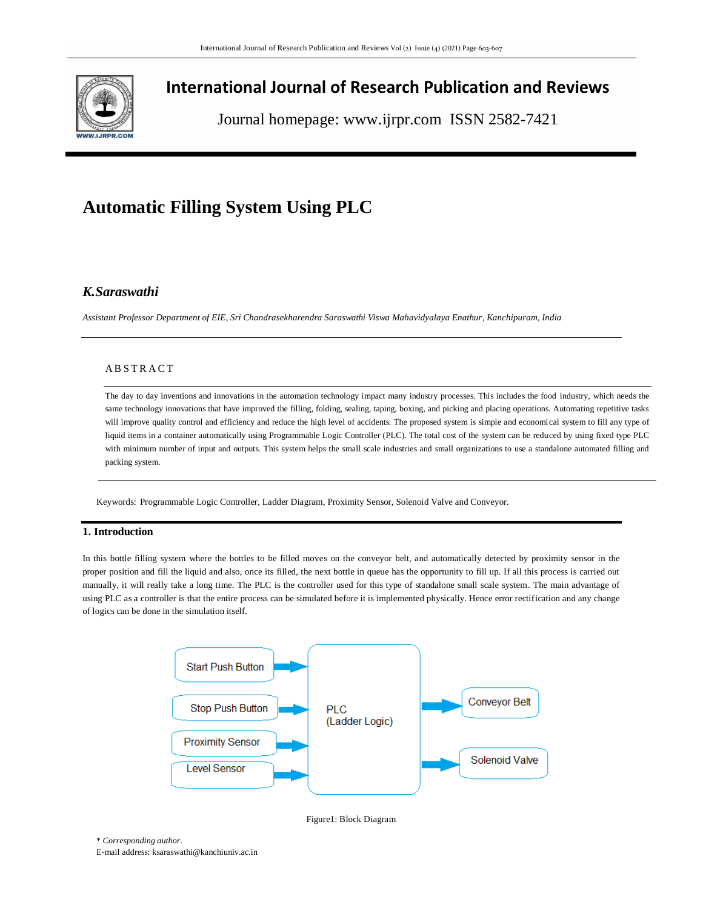# International Journal of Research Publication and Reviews

Journal homepage: www.ijrpr.com ISSN 2582-7421

# Automatic Filling System Using PLC

***K.Saraswathi***

*Assistant Professor Department of EIE, Sri Chandrasekharendra Saraswathi Viswa Mahavidyalaya Enathur, Kanchipuram, India*

## ABSTRACT

The day to day inventions and innovations in the automation technology impact many industry processes. This includes the food industry, which needs the same technology innovations that have improved the filling, folding, sealing, taping, boxing, and picking and placing operations. Automating repetitive tasks will improve quality control and efficiency and reduce the high level of accidents. The proposed system is simple and economical system to fill any type of liquid items in a container automatically using Programmable Logic Controller (PLC). The total cost of the system can be reduced by using fixed type PLC with minimum number of input and outputs. This system helps the small scale industries and small organizations to use a standalone automated filling and packing system.

Keywords: Programmable Logic Controller, Ladder Diagram, Proximity Sensor, Solenoid Valve and Conveyor.

## 1. Introduction

In this bottle filling system where the bottles to be filled moves on the conveyor belt, and automatically detected by proximity sensor in the proper position and fill the liquid and also, once its filled, the next bottle in queue has the opportunity to fill up. If all this process is carried out manually, it will really take a long time. The PLC is the controller used for this type of standalone small scale system. The main advantage of using PLC as a controller is that the entire process can be simulated before it is implemented physically. Hence error rectification and any change of logics can be done in the simulation itself.

Start Push Button → PLC (Ladder Logic)
Stop Push Button → PLC (Ladder Logic)
Proximity Sensor → PLC (Ladder Logic)
Level Sensor → PLC (Ladder Logic)
PLC (Ladder Logic) → Conveyor Belt
PLC (Ladder Logic) → Solenoid Valve

Figure1: Block Diagram

\* *Corresponding author.*
E-mail address: ksaraswathi@kanchiuniv.ac.in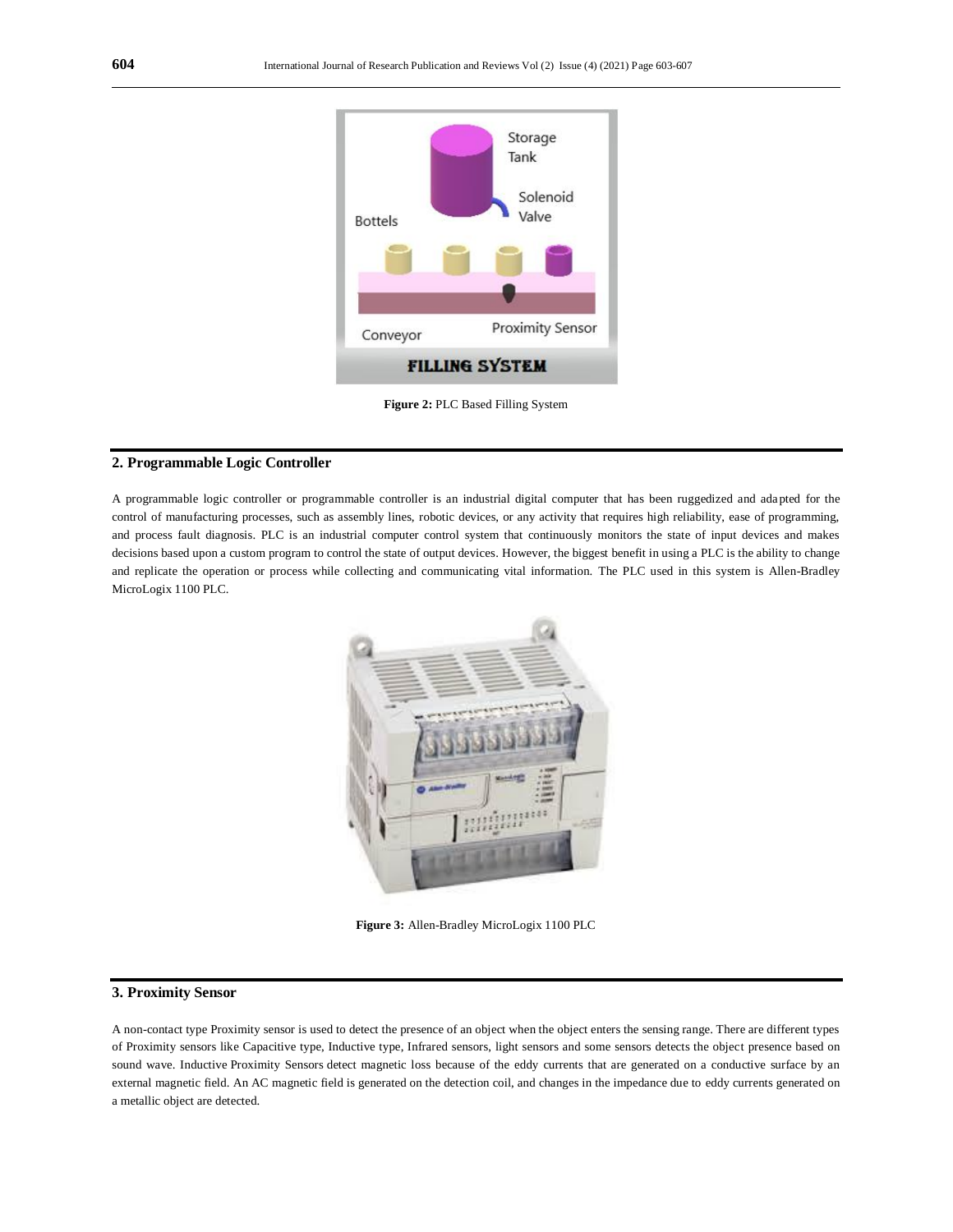Figure 2: PLC Based Filling System

## 2. Programmable Logic Controller

A programmable logic controller or programmable controller is an industrial digital computer that has been ruggedized and adapted for the control of manufacturing processes, such as assembly lines, robotic devices, or any activity that requires high reliability, ease of programming, and process fault diagnosis. PLC is an industrial computer control system that continuously monitors the state of input devices and makes decisions based upon a custom program to control the state of output devices. However, the biggest benefit in using a PLC is the ability to change and replicate the operation or process while collecting and communicating vital information. The PLC used in this system is Allen-Bradley MicroLogix 1100 PLC.

**Figure 3:** Allen-Bradley MicroLogix 1100 PLC

## 3. Proximity Sensor

A non-contact type Proximity sensor is used to detect the presence of an object when the object enters the sensing range. There are different types of Proximity sensors like Capacitive type, Inductive type, Infrared sensors, light sensors and some sensors detects the object presence based on sound wave. Inductive Proximity Sensors detect magnetic loss because of the eddy currents that are generated on a conductive surface by an external magnetic field. An AC magnetic field is generated on the detection coil, and changes in the impedance due to eddy currents generated on a metallic object are detected.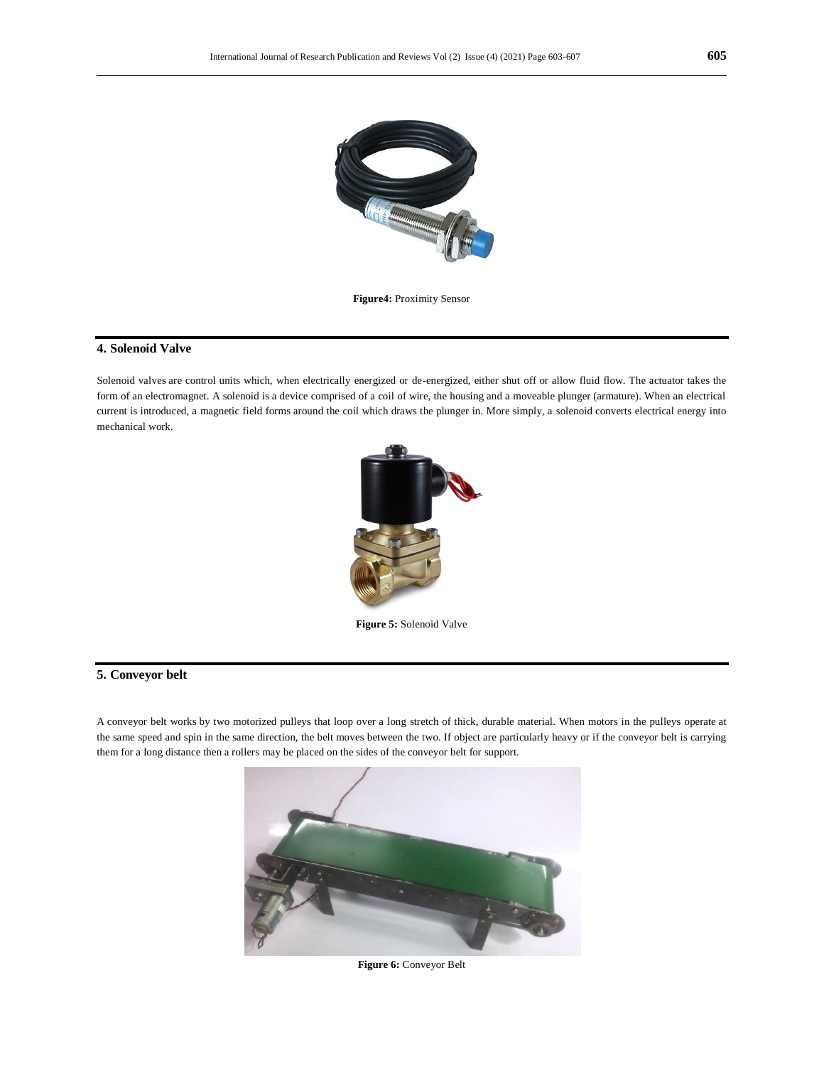**Figure4:** Proximity Sensor

## 4. Solenoid Valve

Solenoid valves are control units which, when electrically energized or de-energized, either shut off or allow fluid flow. The actuator takes the form of an electromagnet. A solenoid is a device comprised of a coil of wire, the housing and a moveable plunger (armature). When an electrical current is introduced, a magnetic field forms around the coil which draws the plunger in. More simply, a solenoid converts electrical energy into mechanical work.

**Figure 5:** Solenoid Valve

## 5. Conveyor belt

A conveyor belt works by two motorized pulleys that loop over a long stretch of thick, durable material. When motors in the pulleys operate at the same speed and spin in the same direction, the belt moves between the two. If object are particularly heavy or if the conveyor belt is carrying them for a long distance then a rollers may be placed on the sides of the conveyor belt for support.

**Figure 6:** Conveyor Belt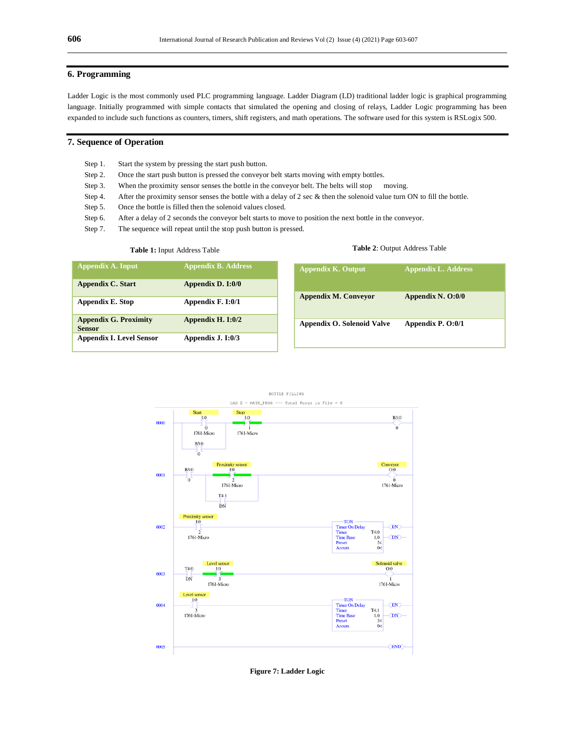## 6. Programming

Ladder Logic is the most commonly used PLC programming language. Ladder Diagram (LD) traditional ladder logic is graphical programming language. Initially programmed with simple contacts that simulated the opening and closing of relays, Ladder Logic programming has been expanded to include such functions as counters, timers, shift registers, and math operations. The software used for this system is RSLogix 500.

## 7. Sequence of Operation

Step 1. Start the system by pressing the start push button.

Step 2. Once the start push button is pressed the conveyor belt starts moving with empty bottles.

Step 3. When the proximity sensor senses the bottle in the conveyor belt. The belts will stop moving.

Step 4. After the proximity sensor senses the bottle with a delay of 2 sec & then the solenoid value turn ON to fill the bottle.

Step 5. Once the bottle is filled then the solenoid values closed.

Step 6. After a delay of 2 seconds the conveyor belt starts to move to position the next bottle in the conveyor.

Step 7. The sequence will repeat until the stop push button is pressed.

**Table 1:** Input Address Table

| Appendix A. Input | Appendix B. Address |
|---|---|
| Appendix C. Start | Appendix D. I:0/0 |
| Appendix E. Stop | Appendix F. I:0/1 |
| Appendix G. Proximity Sensor | Appendix H. I:0/2 |
| Appendix I. Level Sensor | Appendix J. I:0/3 |

**Table 2**: Output Address Table

| Appendix K. Output | Appendix L. Address |
|---|---|
| Appendix M. Conveyor | Appendix N. O:0/0 |
| Appendix O. Solenoid Valve | Appendix P. O:0/1 |

**Figure 7: Ladder Logic**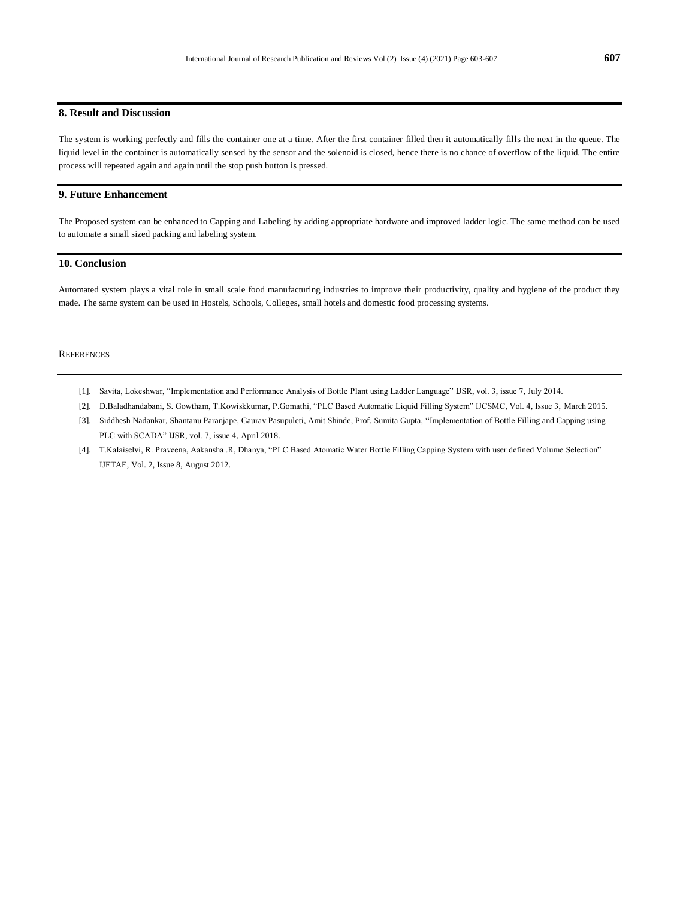## 8. Result and Discussion

The system is working perfectly and fills the container one at a time. After the first container filled then it automatically fills the next in the queue. The liquid level in the container is automatically sensed by the sensor and the solenoid is closed, hence there is no chance of overflow of the liquid. The entire process will repeated again and again until the stop push button is pressed.

## 9. Future Enhancement

The Proposed system can be enhanced to Capping and Labeling by adding appropriate hardware and improved ladder logic. The same method can be used to automate a small sized packing and labeling system.

## 10. Conclusion

Automated system plays a vital role in small scale food manufacturing industries to improve their productivity, quality and hygiene of the product they made. The same system can be used in Hostels, Schools, Colleges, small hotels and domestic food processing systems.

REFERENCES

[1]. Savita, Lokeshwar, "Implementation and Performance Analysis of Bottle Plant using Ladder Language" IJSR, vol. 3, issue 7, July 2014.

[2]. D.Baladhandabani, S. Gowtham, T.Kowiskkumar, P.Gomathi, "PLC Based Automatic Liquid Filling System" IJCSMC, Vol. 4, Issue 3, March 2015.

[3]. Siddhesh Nadankar, Shantanu Paranjape, Gaurav Pasupuleti, Amit Shinde, Prof. Sumita Gupta, "Implementation of Bottle Filling and Capping using PLC with SCADA" IJSR, vol. 7, issue 4, April 2018.

[4]. T.Kalaiselvi, R. Praveena, Aakansha .R, Dhanya, "PLC Based Atomatic Water Bottle Filling Capping System with user defined Volume Selection" IJETAE, Vol. 2, Issue 8, August 2012.